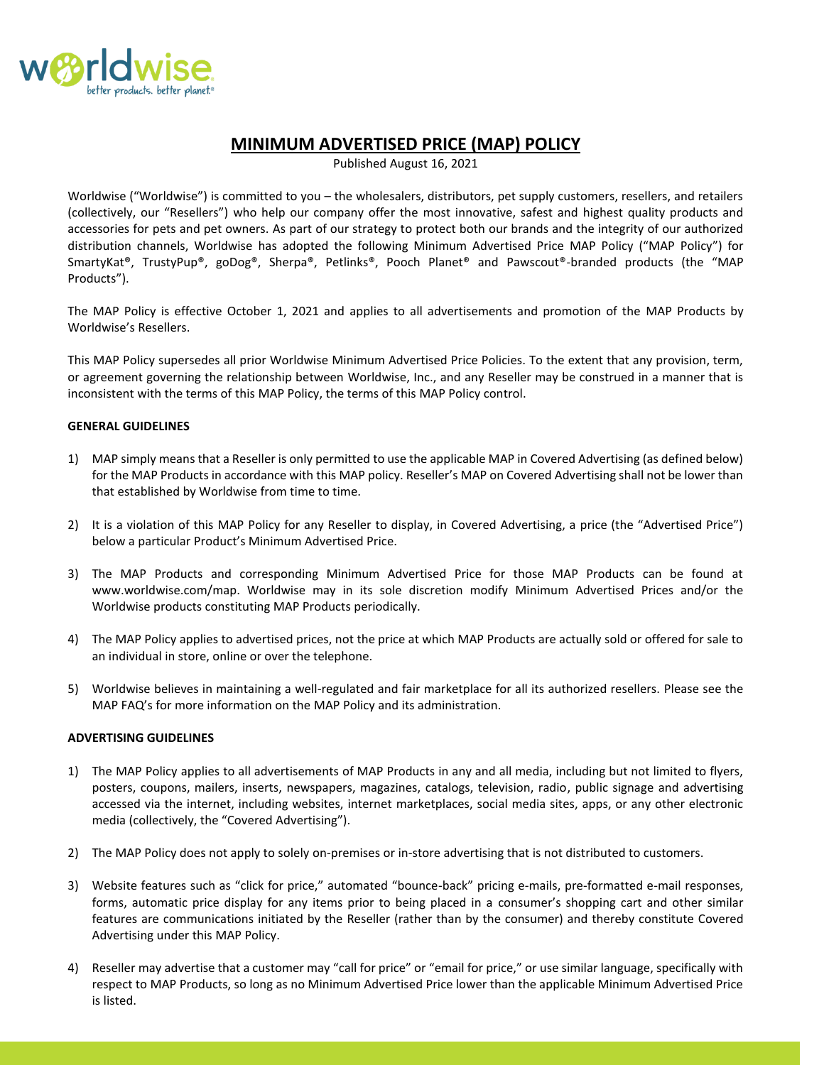# MINIMUM ADVERTISED PRICE (MAP) POLICY

Published August 16, 2021

Worldwise ("Worldwise") is committed to you – the wholesalers, distributors, pet supply customers, resellers, and retailers (collectively, our "Resellers") who help our company offer the most innovative, safest and highest quality products and accessories for pets and pet owners. As part of our strategy to protect both our brands and the integrity of our authorized distribution channels, Worldwise has adopted the following Minimum Advertised Price MAP Policy ("MAP Policy") for SmartyKat®, TrustyPup®, goDog®, Sherpa®, Petlinks®, Pooch Planet® and Pawscout®-branded products (the "MAP Products").

The MAP Policy is effective October 1, 2021 and applies to all advertisements and promotion of the MAP Products by Worldwise's Resellers.

This MAP Policy supersedes all prior Worldwise Minimum Advertised Price Policies. To the extent that any provision, term, or agreement governing the relationship between Worldwise, Inc., and any Reseller may be construed in a manner that is inconsistent with the terms of this MAP Policy, the terms of this MAP Policy control.

**GENERAL GUIDELINES**

1) MAP simply means that a Reseller is only permitted to use the applicable MAP in Covered Advertising (as defined below) for the MAP Products in accordance with this MAP policy. Reseller's MAP on Covered Advertising shall not be lower than that established by Worldwise from time to time.

2) It is a violation of this MAP Policy for any Reseller to display, in Covered Advertising, a price (the "Advertised Price") below a particular Product's Minimum Advertised Price.

3) The MAP Products and corresponding Minimum Advertised Price for those MAP Products can be found at www.worldwise.com/map. Worldwise may in its sole discretion modify Minimum Advertised Prices and/or the Worldwise products constituting MAP Products periodically.

4) The MAP Policy applies to advertised prices, not the price at which MAP Products are actually sold or offered for sale to an individual in store, online or over the telephone.

5) Worldwise believes in maintaining a well-regulated and fair marketplace for all its authorized resellers. Please see the MAP FAQ's for more information on the MAP Policy and its administration.

**ADVERTISING GUIDELINES**

1) The MAP Policy applies to all advertisements of MAP Products in any and all media, including but not limited to flyers, posters, coupons, mailers, inserts, newspapers, magazines, catalogs, television, radio, public signage and advertising accessed via the internet, including websites, internet marketplaces, social media sites, apps, or any other electronic media (collectively, the "Covered Advertising").

2) The MAP Policy does not apply to solely on-premises or in-store advertising that is not distributed to customers.

3) Website features such as "click for price," automated "bounce-back" pricing e-mails, pre-formatted e-mail responses, forms, automatic price display for any items prior to being placed in a consumer's shopping cart and other similar features are communications initiated by the Reseller (rather than by the consumer) and thereby constitute Covered Advertising under this MAP Policy.

4) Reseller may advertise that a customer may "call for price" or "email for price," or use similar language, specifically with respect to MAP Products, so long as no Minimum Advertised Price lower than the applicable Minimum Advertised Price is listed.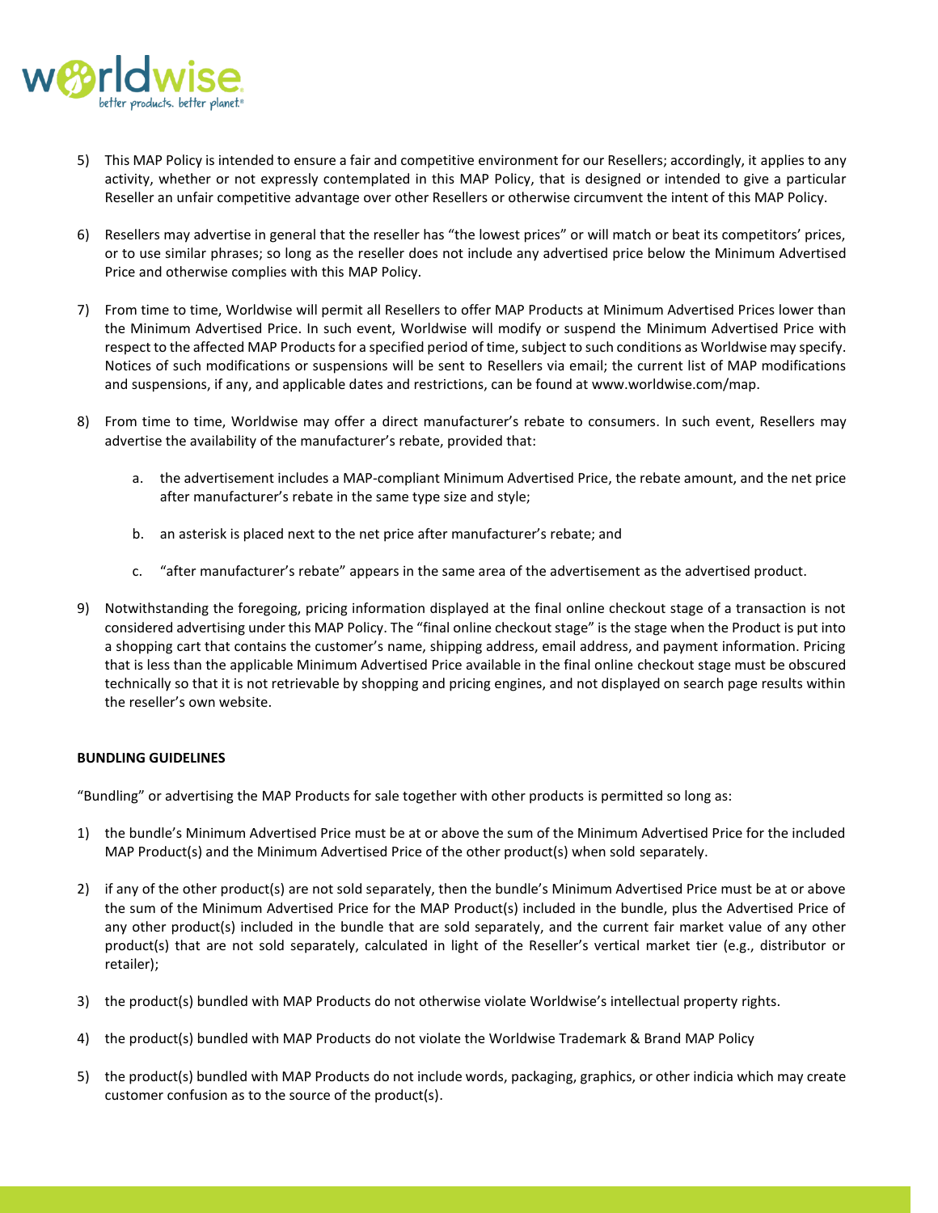5) This MAP Policy is intended to ensure a fair and competitive environment for our Resellers; accordingly, it applies to any activity, whether or not expressly contemplated in this MAP Policy, that is designed or intended to give a particular Reseller an unfair competitive advantage over other Resellers or otherwise circumvent the intent of this MAP Policy.

6) Resellers may advertise in general that the reseller has "the lowest prices" or will match or beat its competitors' prices, or to use similar phrases; so long as the reseller does not include any advertised price below the Minimum Advertised Price and otherwise complies with this MAP Policy.

7) From time to time, Worldwise will permit all Resellers to offer MAP Products at Minimum Advertised Prices lower than the Minimum Advertised Price. In such event, Worldwise will modify or suspend the Minimum Advertised Price with respect to the affected MAP Products for a specified period of time, subject to such conditions as Worldwise may specify. Notices of such modifications or suspensions will be sent to Resellers via email; the current list of MAP modifications and suspensions, if any, and applicable dates and restrictions, can be found at www.worldwise.com/map.

8) From time to time, Worldwise may offer a direct manufacturer's rebate to consumers. In such event, Resellers may advertise the availability of the manufacturer's rebate, provided that:

   a. the advertisement includes a MAP-compliant Minimum Advertised Price, the rebate amount, and the net price after manufacturer's rebate in the same type size and style;

   b. an asterisk is placed next to the net price after manufacturer's rebate; and

   c. "after manufacturer's rebate" appears in the same area of the advertisement as the advertised product.

9) Notwithstanding the foregoing, pricing information displayed at the final online checkout stage of a transaction is not considered advertising under this MAP Policy. The "final online checkout stage" is the stage when the Product is put into a shopping cart that contains the customer's name, shipping address, email address, and payment information. Pricing that is less than the applicable Minimum Advertised Price available in the final online checkout stage must be obscured technically so that it is not retrievable by shopping and pricing engines, and not displayed on search page results within the reseller's own website.

**BUNDLING GUIDELINES**

"Bundling" or advertising the MAP Products for sale together with other products is permitted so long as:

1) the bundle's Minimum Advertised Price must be at or above the sum of the Minimum Advertised Price for the included MAP Product(s) and the Minimum Advertised Price of the other product(s) when sold separately.

2) if any of the other product(s) are not sold separately, then the bundle's Minimum Advertised Price must be at or above the sum of the Minimum Advertised Price for the MAP Product(s) included in the bundle, plus the Advertised Price of any other product(s) included in the bundle that are sold separately, and the current fair market value of any other product(s) that are not sold separately, calculated in light of the Reseller's vertical market tier (e.g., distributor or retailer);

3) the product(s) bundled with MAP Products do not otherwise violate Worldwise's intellectual property rights.

4) the product(s) bundled with MAP Products do not violate the Worldwise Trademark & Brand MAP Policy

5) the product(s) bundled with MAP Products do not include words, packaging, graphics, or other indicia which may create customer confusion as to the source of the product(s).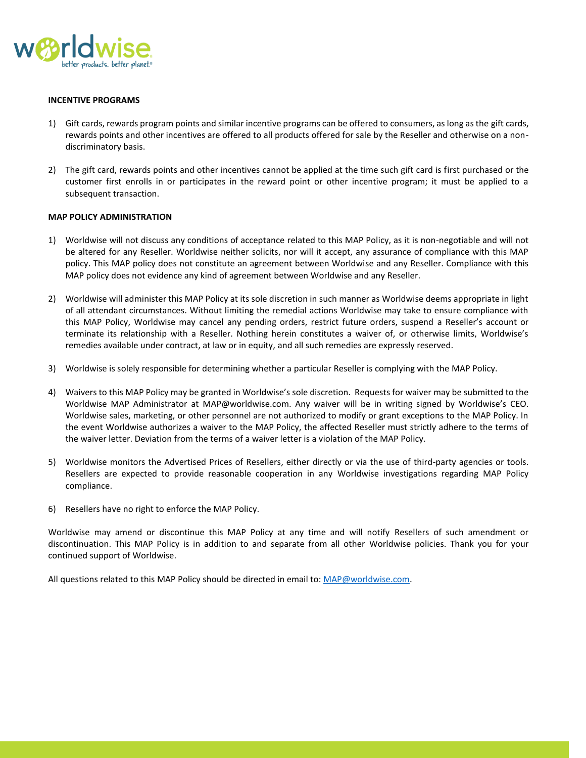**INCENTIVE PROGRAMS**

1) Gift cards, rewards program points and similar incentive programs can be offered to consumers, as long as the gift cards, rewards points and other incentives are offered to all products offered for sale by the Reseller and otherwise on a non-discriminatory basis.

2) The gift card, rewards points and other incentives cannot be applied at the time such gift card is first purchased or the customer first enrolls in or participates in the reward point or other incentive program; it must be applied to a subsequent transaction.

**MAP POLICY ADMINISTRATION**

1) Worldwise will not discuss any conditions of acceptance related to this MAP Policy, as it is non-negotiable and will not be altered for any Reseller. Worldwise neither solicits, nor will it accept, any assurance of compliance with this MAP policy. This MAP policy does not constitute an agreement between Worldwise and any Reseller. Compliance with this MAP policy does not evidence any kind of agreement between Worldwise and any Reseller.

2) Worldwise will administer this MAP Policy at its sole discretion in such manner as Worldwise deems appropriate in light of all attendant circumstances. Without limiting the remedial actions Worldwise may take to ensure compliance with this MAP Policy, Worldwise may cancel any pending orders, restrict future orders, suspend a Reseller's account or terminate its relationship with a Reseller. Nothing herein constitutes a waiver of, or otherwise limits, Worldwise's remedies available under contract, at law or in equity, and all such remedies are expressly reserved.

3) Worldwise is solely responsible for determining whether a particular Reseller is complying with the MAP Policy.

4) Waivers to this MAP Policy may be granted in Worldwise's sole discretion. Requests for waiver may be submitted to the Worldwise MAP Administrator at MAP@worldwise.com. Any waiver will be in writing signed by Worldwise's CEO. Worldwise sales, marketing, or other personnel are not authorized to modify or grant exceptions to the MAP Policy. In the event Worldwise authorizes a waiver to the MAP Policy, the affected Reseller must strictly adhere to the terms of the waiver letter. Deviation from the terms of a waiver letter is a violation of the MAP Policy.

5) Worldwise monitors the Advertised Prices of Resellers, either directly or via the use of third-party agencies or tools. Resellers are expected to provide reasonable cooperation in any Worldwise investigations regarding MAP Policy compliance.

6) Resellers have no right to enforce the MAP Policy.

Worldwise may amend or discontinue this MAP Policy at any time and will notify Resellers of such amendment or discontinuation. This MAP Policy is in addition to and separate from all other Worldwise policies. Thank you for your continued support of Worldwise.

All questions related to this MAP Policy should be directed in email to: MAP@worldwise.com.